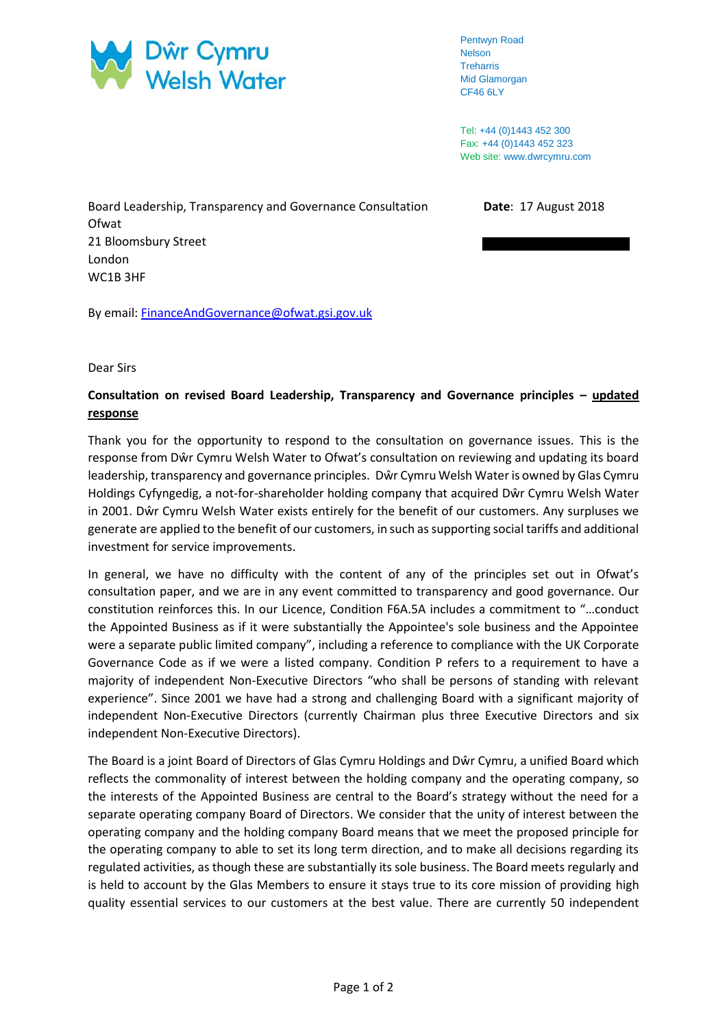Dŵr Cymru Welsh Water

Pentwyn Road
Nelson
Treharris
Mid Glamorgan
CF46 6LY

Tel: +44 (0)1443 452 300
Fax: +44 (0)1443 452 323
Web site: www.dwrcymru.com

Board Leadership, Transparency and Governance Consultation
Ofwat
21 Bloomsbury Street
London
WC1B 3HF

**Date**: 17 August 2018

By email: [FinanceAndGovernance@ofwat.gsi.gov.uk](mailto:FinanceAndGovernance@ofwat.gsi.gov.uk)

Dear Sirs

**Consultation on revised Board Leadership, Transparency and Governance principles – updated response**

Thank you for the opportunity to respond to the consultation on governance issues. This is the response from Dŵr Cymru Welsh Water to Ofwat's consultation on reviewing and updating its board leadership, transparency and governance principles. Dŵr Cymru Welsh Water is owned by Glas Cymru Holdings Cyfyngedig, a not-for-shareholder holding company that acquired Dŵr Cymru Welsh Water in 2001. Dŵr Cymru Welsh Water exists entirely for the benefit of our customers. Any surpluses we generate are applied to the benefit of our customers, in such as supporting social tariffs and additional investment for service improvements.

In general, we have no difficulty with the content of any of the principles set out in Ofwat's consultation paper, and we are in any event committed to transparency and good governance. Our constitution reinforces this. In our Licence, Condition F6A.5A includes a commitment to "…conduct the Appointed Business as if it were substantially the Appointee's sole business and the Appointee were a separate public limited company", including a reference to compliance with the UK Corporate Governance Code as if we were a listed company. Condition P refers to a requirement to have a majority of independent Non-Executive Directors "who shall be persons of standing with relevant experience". Since 2001 we have had a strong and challenging Board with a significant majority of independent Non-Executive Directors (currently Chairman plus three Executive Directors and six independent Non-Executive Directors).

The Board is a joint Board of Directors of Glas Cymru Holdings and Dŵr Cymru, a unified Board which reflects the commonality of interest between the holding company and the operating company, so the interests of the Appointed Business are central to the Board's strategy without the need for a separate operating company Board of Directors. We consider that the unity of interest between the operating company and the holding company Board means that we meet the proposed principle for the operating company to able to set its long term direction, and to make all decisions regarding its regulated activities, as though these are substantially its sole business. The Board meets regularly and is held to account by the Glas Members to ensure it stays true to its core mission of providing high quality essential services to our customers at the best value. There are currently 50 independent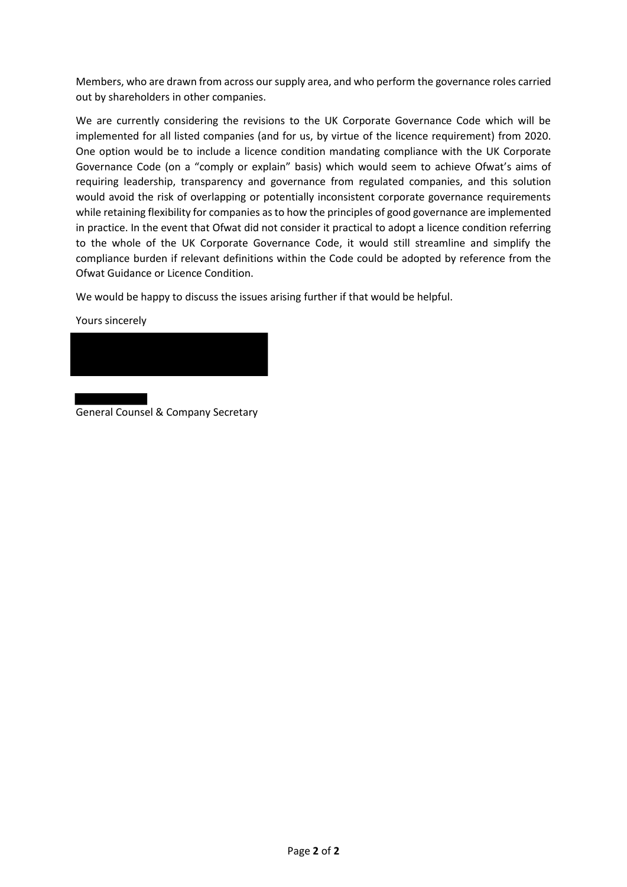Members, who are drawn from across our supply area, and who perform the governance roles carried out by shareholders in other companies.

We are currently considering the revisions to the UK Corporate Governance Code which will be implemented for all listed companies (and for us, by virtue of the licence requirement) from 2020. One option would be to include a licence condition mandating compliance with the UK Corporate Governance Code (on a "comply or explain" basis) which would seem to achieve Ofwat's aims of requiring leadership, transparency and governance from regulated companies, and this solution would avoid the risk of overlapping or potentially inconsistent corporate governance requirements while retaining flexibility for companies as to how the principles of good governance are implemented in practice. In the event that Ofwat did not consider it practical to adopt a licence condition referring to the whole of the UK Corporate Governance Code, it would still streamline and simplify the compliance burden if relevant definitions within the Code could be adopted by reference from the Ofwat Guidance or Licence Condition.

We would be happy to discuss the issues arising further if that would be helpful.

Yours sincerely

General Counsel & Company Secretary